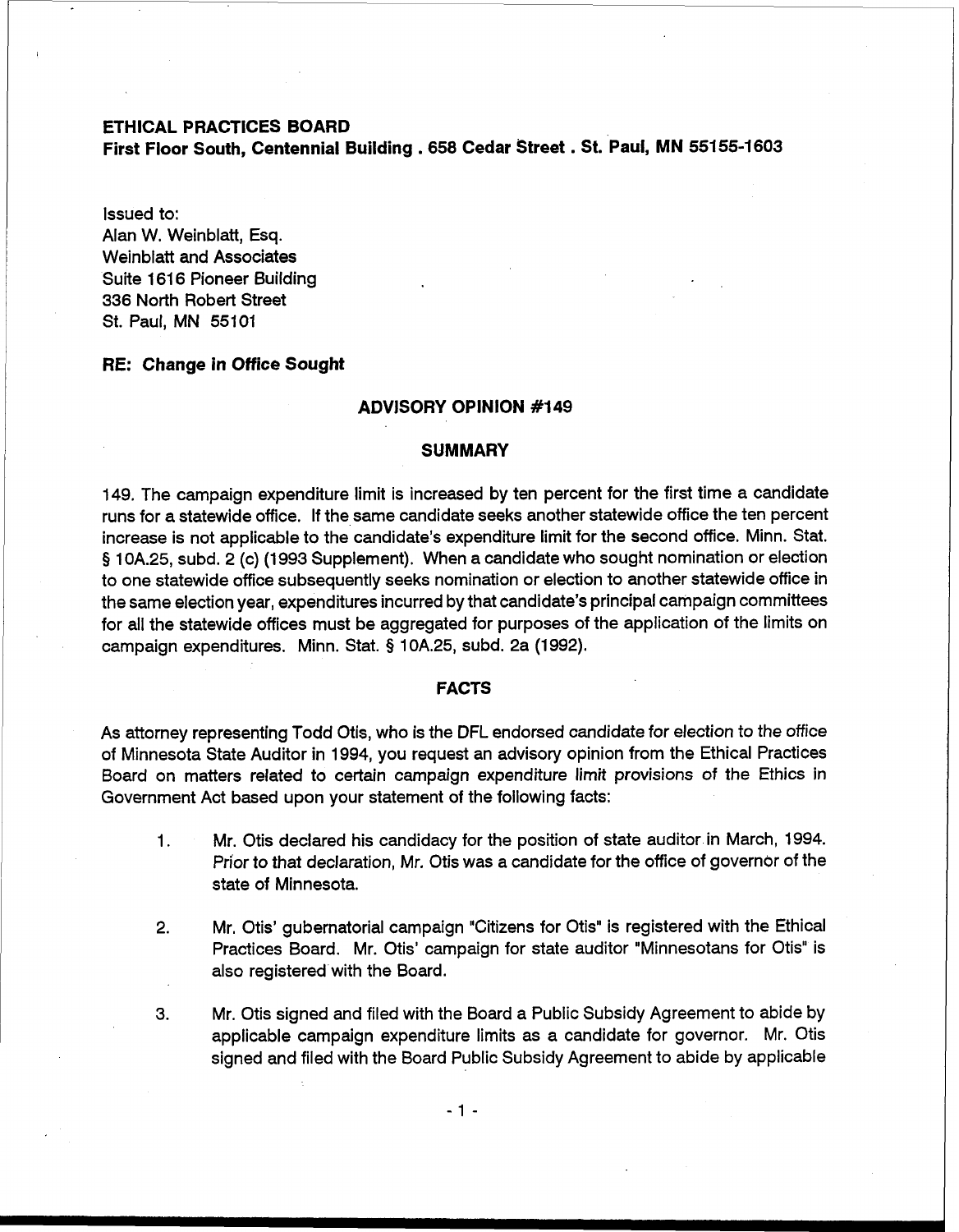**ETHICAL PRACTICES BOARD**
**First Floor South, Centennial Building . 658 Cedar Street . St. Paul, MN 55155-1603**

Issued to:
Alan W. Weinblatt, Esq.
Weinblatt and Associates
Suite 1616 Pioneer Building
336 North Robert Street
St. Paul, MN 55101

**RE: Change in Office Sought**

## ADVISORY OPINION #149

### SUMMARY

149. The campaign expenditure limit is increased by ten percent for the first time a candidate runs for a statewide office. If the same candidate seeks another statewide office the ten percent increase is not applicable to the candidate's expenditure limit for the second office. Minn. Stat. § 10A.25, subd. 2 (c) (1993 Supplement). When a candidate who sought nomination or election to one statewide office subsequently seeks nomination or election to another statewide office in the same election year, expenditures incurred by that candidate's principal campaign committees for all the statewide offices must be aggregated for purposes of the application of the limits on campaign expenditures. Minn. Stat. § 10A.25, subd. 2a (1992).

### FACTS

As attorney representing Todd Otis, who is the DFL endorsed candidate for election to the office of Minnesota State Auditor in 1994, you request an advisory opinion from the Ethical Practices Board on matters related to certain campaign expenditure limit provisions of the Ethics in Government Act based upon your statement of the following facts:

1. Mr. Otis declared his candidacy for the position of state auditor in March, 1994. Prior to that declaration, Mr. Otis was a candidate for the office of governor of the state of Minnesota.

2. Mr. Otis' gubernatorial campaign "Citizens for Otis" is registered with the Ethical Practices Board. Mr. Otis' campaign for state auditor "Minnesotans for Otis" is also registered with the Board.

3. Mr. Otis signed and filed with the Board a Public Subsidy Agreement to abide by applicable campaign expenditure limits as a candidate for governor. Mr. Otis signed and filed with the Board Public Subsidy Agreement to abide by applicable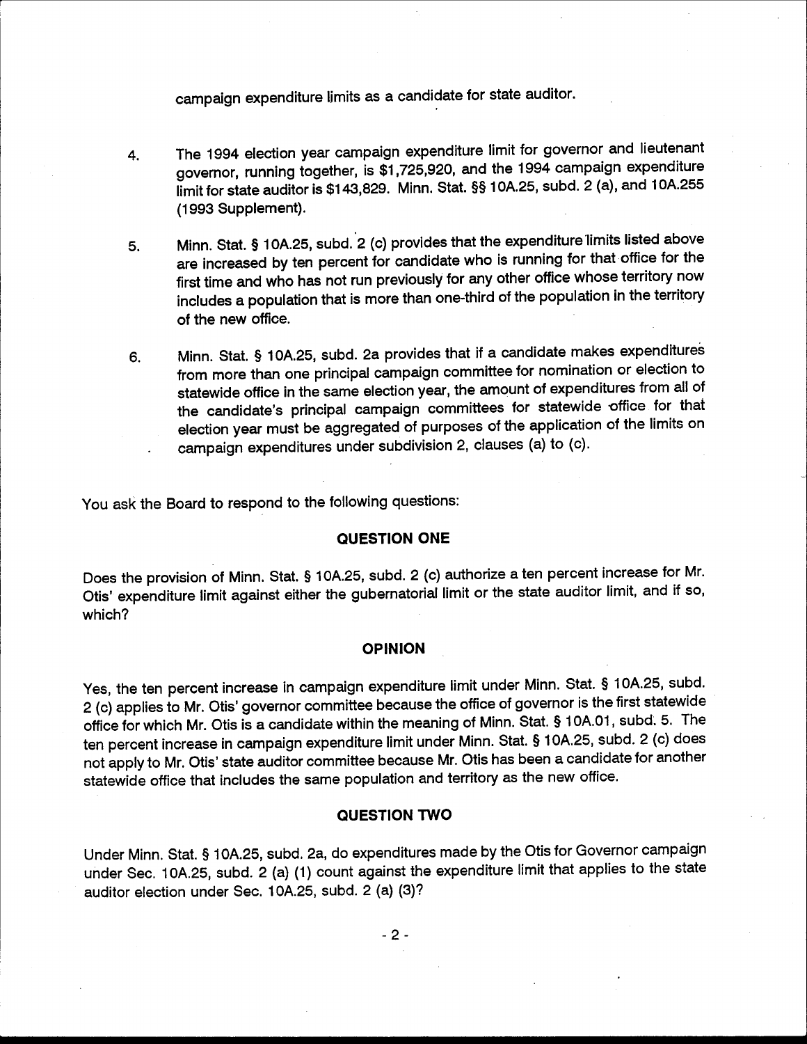campaign expenditure limits as a candidate for state auditor.

4. The 1994 election year campaign expenditure limit for governor and lieutenant governor, running together, is $1,725,920, and the 1994 campaign expenditure limit for state auditor is $143,829. Minn. Stat. §§ 10A.25, subd. 2 (a), and 10A.255 (1993 Supplement).

5. Minn. Stat. § 10A.25, subd. 2 (c) provides that the expenditure limits listed above are increased by ten percent for candidate who is running for that office for the first time and who has not run previously for any other office whose territory now includes a population that is more than one-third of the population in the territory of the new office.

6. Minn. Stat. § 10A.25, subd. 2a provides that if a candidate makes expenditures from more than one principal campaign committee for nomination or election to statewide office in the same election year, the amount of expenditures from all of the candidate's principal campaign committees for statewide office for that election year must be aggregated of purposes of the application of the limits on campaign expenditures under subdivision 2, clauses (a) to (c).

You ask the Board to respond to the following questions:

## QUESTION ONE

Does the provision of Minn. Stat. § 10A.25, subd. 2 (c) authorize a ten percent increase for Mr. Otis' expenditure limit against either the gubernatorial limit or the state auditor limit, and if so, which?

## OPINION

Yes, the ten percent increase in campaign expenditure limit under Minn. Stat. § 10A.25, subd. 2 (c) applies to Mr. Otis' governor committee because the office of governor is the first statewide office for which Mr. Otis is a candidate within the meaning of Minn. Stat. § 10A.01, subd. 5. The ten percent increase in campaign expenditure limit under Minn. Stat. § 10A.25, subd. 2 (c) does not apply to Mr. Otis' state auditor committee because Mr. Otis has been a candidate for another statewide office that includes the same population and territory as the new office.

## QUESTION TWO

Under Minn. Stat. § 10A.25, subd. 2a, do expenditures made by the Otis for Governor campaign under Sec. 10A.25, subd. 2 (a) (1) count against the expenditure limit that applies to the state auditor election under Sec. 10A.25, subd. 2 (a) (3)?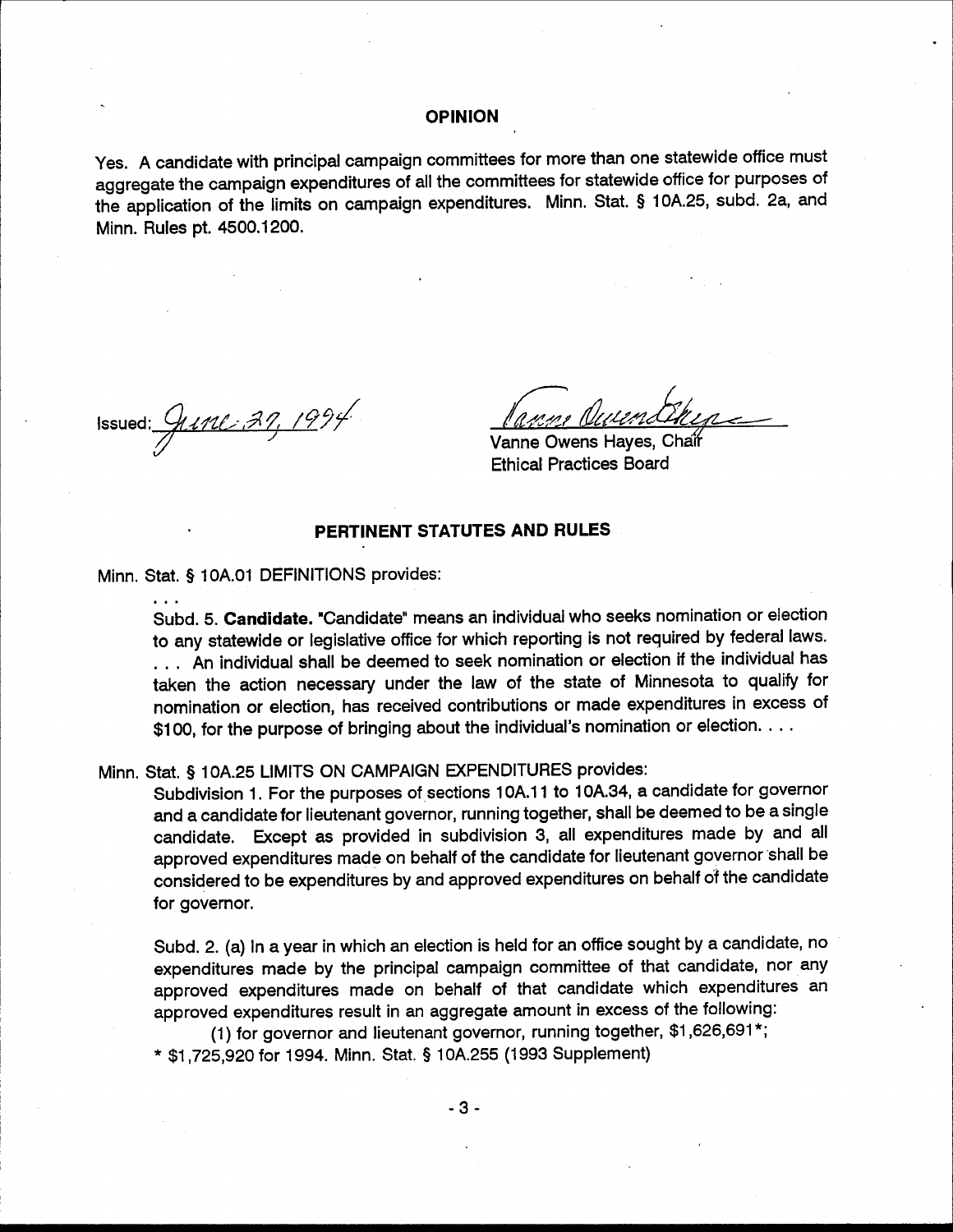## OPINION

Yes. A candidate with principal campaign committees for more than one statewide office must aggregate the campaign expenditures of all the committees for statewide office for purposes of the application of the limits on campaign expenditures. Minn. Stat. § 10A.25, subd. 2a, and Minn. Rules pt. 4500.1200.

Issued: June 27, 1994

Vanne Owens Hayes, Chair
Ethical Practices Board

## PERTINENT STATUTES AND RULES

Minn. Stat. § 10A.01 DEFINITIONS provides:

> . . .
>
> Subd. 5. **Candidate.** "Candidate" means an individual who seeks nomination or election to any statewide or legislative office for which reporting is not required by federal laws. . . . An individual shall be deemed to seek nomination or election if the individual has taken the action necessary under the law of the state of Minnesota to qualify for nomination or election, has received contributions or made expenditures in excess of $100, for the purpose of bringing about the individual's nomination or election. . . .

Minn. Stat. § 10A.25 LIMITS ON CAMPAIGN EXPENDITURES provides:

> Subdivision 1. For the purposes of sections 10A.11 to 10A.34, a candidate for governor and a candidate for lieutenant governor, running together, shall be deemed to be a single candidate. Except as provided in subdivision 3, all expenditures made by and all approved expenditures made on behalf of the candidate for lieutenant governor shall be considered to be expenditures by and approved expenditures on behalf of the candidate for governor.
>
> Subd. 2. (a) In a year in which an election is held for an office sought by a candidate, no expenditures made by the principal campaign committee of that candidate, nor any approved expenditures made on behalf of that candidate which expenditures an approved expenditures result in an aggregate amount in excess of the following:
>
> (1) for governor and lieutenant governor, running together, $1,626,691*;
>
> * $1,725,920 for 1994. Minn. Stat. § 10A.255 (1993 Supplement)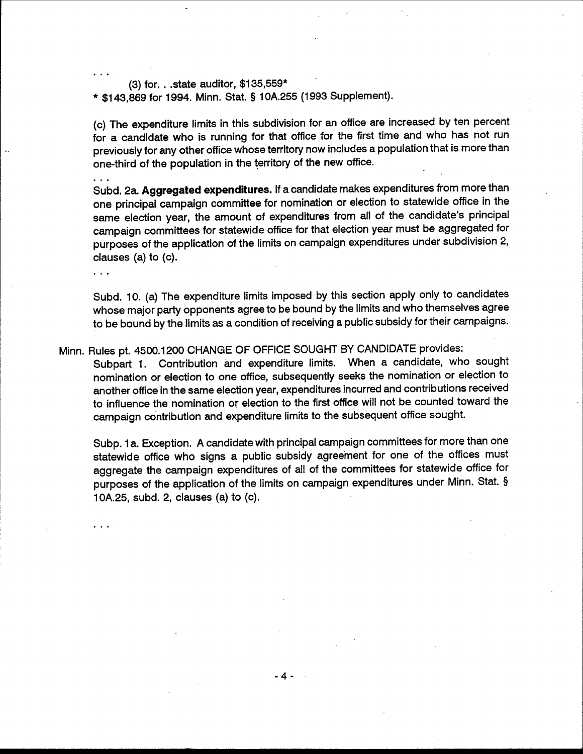. . .

(3) for. . .state auditor, $135,559*

* $143,869 for 1994. Minn. Stat. § 10A.255 (1993 Supplement).

(c) The expenditure limits in this subdivision for an office are increased by ten percent for a candidate who is running for that office for the first time and who has not run previously for any other office whose territory now includes a population that is more than one-third of the population in the territory of the new office.

. . .

Subd. 2a. **Aggregated expenditures.** If a candidate makes expenditures from more than one principal campaign committee for nomination or election to statewide office in the same election year, the amount of expenditures from all of the candidate's principal campaign committees for statewide office for that election year must be aggregated for purposes of the application of the limits on campaign expenditures under subdivision 2, clauses (a) to (c).

. . .

Subd. 10. (a) The expenditure limits imposed by this section apply only to candidates whose major party opponents agree to be bound by the limits and who themselves agree to be bound by the limits as a condition of receiving a public subsidy for their campaigns.

Minn. Rules pt. 4500.1200 CHANGE OF OFFICE SOUGHT BY CANDIDATE provides:

Subpart 1. Contribution and expenditure limits. When a candidate, who sought nomination or election to one office, subsequently seeks the nomination or election to another office in the same election year, expenditures incurred and contributions received to influence the nomination or election to the first office will not be counted toward the campaign contribution and expenditure limits to the subsequent office sought.

Subp. 1a. Exception. A candidate with principal campaign committees for more than one statewide office who signs a public subsidy agreement for one of the offices must aggregate the campaign expenditures of all of the committees for statewide office for purposes of the application of the limits on campaign expenditures under Minn. Stat. § 10A.25, subd. 2, clauses (a) to (c).

. . .